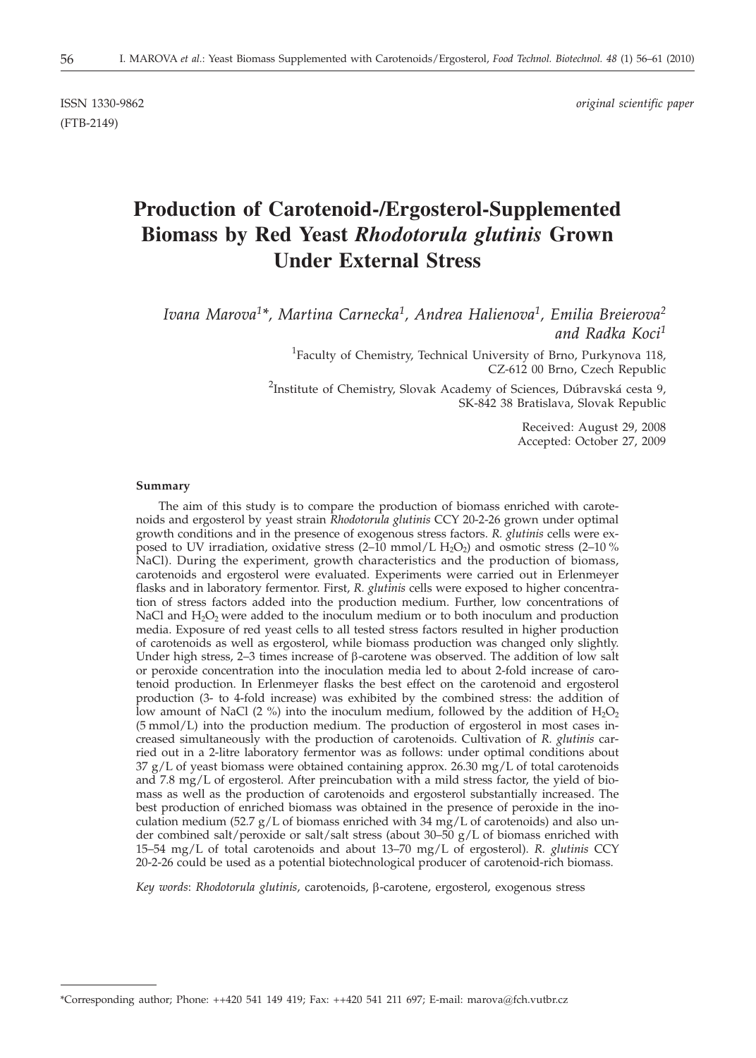ISSN 1330-9862 *original scientific paper*

(FTB-2149)

# Production of Carotenoid-/Ergosterol-Supplemented Biomass by Red Yeast *Rhodotorula glutinis* Grown Under External Stress

*Ivana Marova[1]\*, Martina Carnecka[1], Andrea Halienova[1], Emilia Breierova[2] and Radka Koci[1]*

[1]Faculty of Chemistry, Technical University of Brno, Purkynova 118, CZ-612 00 Brno, Czech Republic

[2]Institute of Chemistry, Slovak Academy of Sciences, Dúbravská cesta 9, SK-842 38 Bratislava, Slovak Republic

Received: August 29, 2008
Accepted: October 27, 2009

### Summary

The aim of this study is to compare the production of biomass enriched with carotenoids and ergosterol by yeast strain *Rhodotorula glutinis* CCY 20-2-26 grown under optimal growth conditions and in the presence of exogenous stress factors. *R. glutinis* cells were exposed to UV irradiation, oxidative stress (2–10 mmol/L $H_2O_2$) and osmotic stress (2–10 % NaCl). During the experiment, growth characteristics and the production of biomass, carotenoids and ergosterol were evaluated. Experiments were carried out in Erlenmeyer flasks and in laboratory fermentor. First, *R. glutinis* cells were exposed to higher concentration of stress factors added into the production medium. Further, low concentrations of NaCl and $H_2O_2$ were added to the inoculum medium or to both inoculum and production media. Exposure of red yeast cells to all tested stress factors resulted in higher production of carotenoids as well as ergosterol, while biomass production was changed only slightly. Under high stress, 2–3 times increase of β-carotene was observed. The addition of low salt or peroxide concentration into the inoculation media led to about 2-fold increase of carotenoid production. In Erlenmeyer flasks the best effect on the carotenoid and ergosterol production (3- to 4-fold increase) was exhibited by the combined stress: the addition of low amount of NaCl (2 %) into the inoculum medium, followed by the addition of $H_2O_2$ (5 mmol/L) into the production medium. The production of ergosterol in most cases increased simultaneously with the production of carotenoids. Cultivation of *R. glutinis* carried out in a 2-litre laboratory fermentor was as follows: under optimal conditions about 37 g/L of yeast biomass were obtained containing approx. 26.30 mg/L of total carotenoids and 7.8 mg/L of ergosterol. After preincubation with a mild stress factor, the yield of biomass as well as the production of carotenoids and ergosterol substantially increased. The best production of enriched biomass was obtained in the presence of peroxide in the inoculation medium (52.7 g/L of biomass enriched with 34 mg/L of carotenoids) and also under combined salt/peroxide or salt/salt stress (about 30–50 g/L of biomass enriched with 15–54 mg/L of total carotenoids and about 13–70 mg/L of ergosterol). *R. glutinis* CCY 20-2-26 could be used as a potential biotechnological producer of carotenoid-rich biomass.

*Key words*: *Rhodotorula glutinis*, carotenoids, β-carotene, ergosterol, exogenous stress

---

\*Corresponding author; Phone: ++420 541 149 419; Fax: ++420 541 211 697; E-mail: marova@fch.vutbr.cz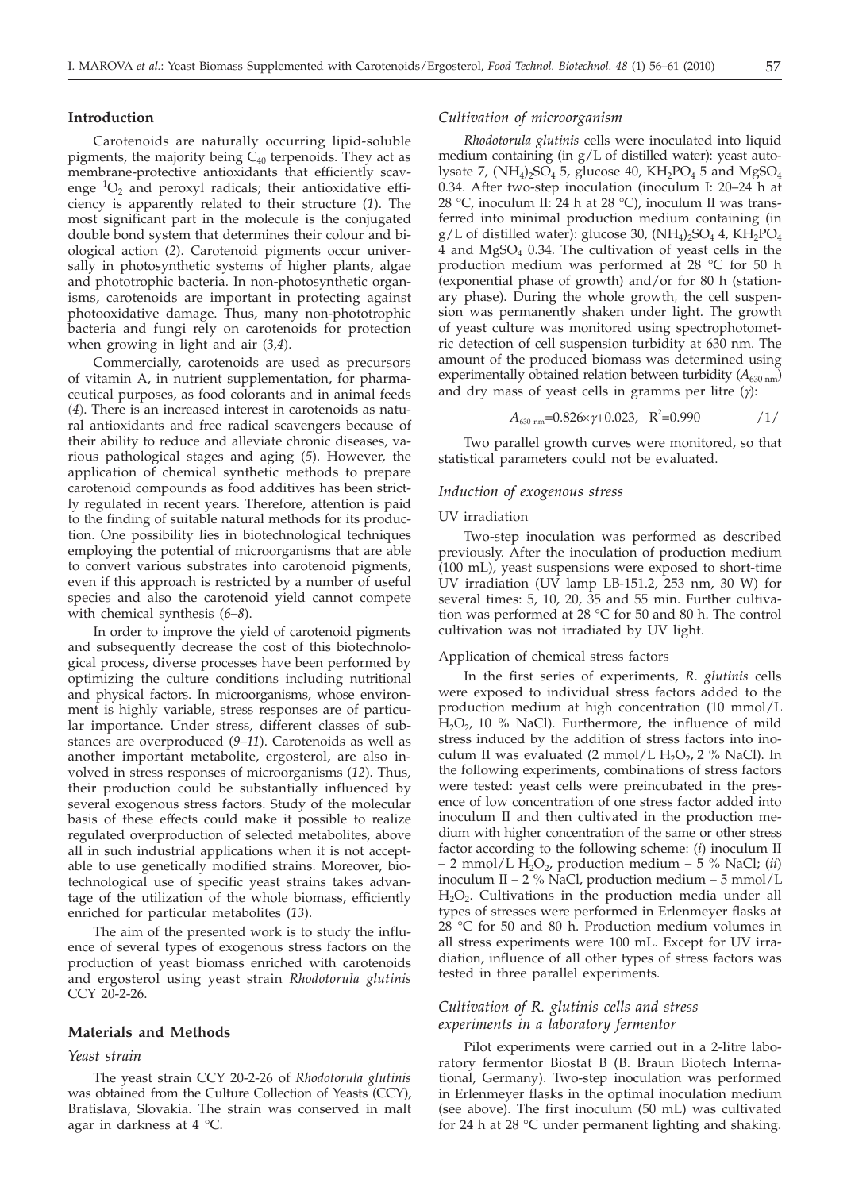## Introduction

Carotenoids are naturally occurring lipid-soluble pigments, the majority being $C_{40}$ terpenoids. They act as membrane-protective antioxidants that efficiently scavenge $^1O_2$ and peroxyl radicals; their antioxidative efficiency is apparently related to their structure (*1*). The most significant part in the molecule is the conjugated double bond system that determines their colour and biological action (*2*). Carotenoid pigments occur universally in photosynthetic systems of higher plants, algae and phototrophic bacteria. In non-photosynthetic organisms, carotenoids are important in protecting against photooxidative damage. Thus, many non-phototrophic bacteria and fungi rely on carotenoids for protection when growing in light and air (*3,4*).

Commercially, carotenoids are used as precursors of vitamin A, in nutrient supplementation, for pharmaceutical purposes, as food colorants and in animal feeds (*4*). There is an increased interest in carotenoids as natural antioxidants and free radical scavengers because of their ability to reduce and alleviate chronic diseases, various pathological stages and aging (*5*). However, the application of chemical synthetic methods to prepare carotenoid compounds as food additives has been strictly regulated in recent years. Therefore, attention is paid to the finding of suitable natural methods for its production. One possibility lies in biotechnological techniques employing the potential of microorganisms that are able to convert various substrates into carotenoid pigments, even if this approach is restricted by a number of useful species and also the carotenoid yield cannot compete with chemical synthesis (*6–8*).

In order to improve the yield of carotenoid pigments and subsequently decrease the cost of this biotechnological process, diverse processes have been performed by optimizing the culture conditions including nutritional and physical factors. In microorganisms, whose environment is highly variable, stress responses are of particular importance. Under stress, different classes of substances are overproduced (*9–11*). Carotenoids as well as another important metabolite, ergosterol, are also involved in stress responses of microorganisms (*12*). Thus, their production could be substantially influenced by several exogenous stress factors. Study of the molecular basis of these effects could make it possible to realize regulated overproduction of selected metabolites, above all in such industrial applications when it is not acceptable to use genetically modified strains. Moreover, biotechnological use of specific yeast strains takes advantage of the utilization of the whole biomass, efficiently enriched for particular metabolites (*13*).

The aim of the presented work is to study the influence of several types of exogenous stress factors on the production of yeast biomass enriched with carotenoids and ergosterol using yeast strain *Rhodotorula glutinis* CCY 20-2-26.

## Materials and Methods

### *Yeast strain*

The yeast strain CCY 20-2-26 of *Rhodotorula glutinis* was obtained from the Culture Collection of Yeasts (CCY), Bratislava, Slovakia. The strain was conserved in malt agar in darkness at 4 °C.

### *Cultivation of microorganism*

*Rhodotorula glutinis* cells were inoculated into liquid medium containing (in g/L of distilled water): yeast autolysate 7, $(NH_4)_2SO_4$ 5, glucose 40, $KH_2PO_4$ 5 and $MgSO_4$ 0.34. After two-step inoculation (inoculum I: 20–24 h at 28 °C, inoculum II: 24 h at 28 °C), inoculum II was transferred into minimal production medium containing (in g/L of distilled water): glucose 30, $(NH_4)_2SO_4$ 4, $KH_2PO_4$ 4 and $MgSO_4$ 0.34. The cultivation of yeast cells in the production medium was performed at 28 °C for 50 h (exponential phase of growth) and/or for 80 h (stationary phase). During the whole growth, the cell suspension was permanently shaken under light. The growth of yeast culture was monitored using spectrophotometric detection of cell suspension turbidity at 630 nm. The amount of the produced biomass was determined using experimentally obtained relation between turbidity ($A_{630\ nm}$) and dry mass of yeast cells in gramms per litre ($\gamma$):

$$A_{630\ nm}=0.826\times\gamma+0.023,\quad R^2=0.990 \qquad /1/$$

Two parallel growth curves were monitored, so that statistical parameters could not be evaluated.

### *Induction of exogenous stress*

UV irradiation

Two-step inoculation was performed as described previously. After the inoculation of production medium (100 mL), yeast suspensions were exposed to short-time UV irradiation (UV lamp LB-151.2, 253 nm, 30 W) for several times: 5, 10, 20, 35 and 55 min. Further cultivation was performed at 28 °C for 50 and 80 h. The control cultivation was not irradiated by UV light.

Application of chemical stress factors

In the first series of experiments, *R. glutinis* cells were exposed to individual stress factors added to the production medium at high concentration (10 mmol/L $H_2O_2$, 10 % NaCl). Furthermore, the influence of mild stress induced by the addition of stress factors into inoculum II was evaluated (2 mmol/L $H_2O_2$, 2 % NaCl). In the following experiments, combinations of stress factors were tested: yeast cells were preincubated in the presence of low concentration of one stress factor added into inoculum II and then cultivated in the production medium with higher concentration of the same or other stress factor according to the following scheme: (*i*) inoculum II – 2 mmol/L $H_2O_2$, production medium – 5 % NaCl; (*ii*) inoculum II – 2 % NaCl, production medium – 5 mmol/L $H_2O_2$. Cultivations in the production media under all types of stresses were performed in Erlenmeyer flasks at 28 °C for 50 and 80 h. Production medium volumes in all stress experiments were 100 mL. Except for UV irradiation, influence of all other types of stress factors was tested in three parallel experiments.

### *Cultivation of R. glutinis cells and stress experiments in a laboratory fermentor*

Pilot experiments were carried out in a 2-litre laboratory fermentor Biostat B (B. Braun Biotech International, Germany). Two-step inoculation was performed in Erlenmeyer flasks in the optimal inoculation medium (see above). The first inoculum (50 mL) was cultivated for 24 h at 28 °C under permanent lighting and shaking.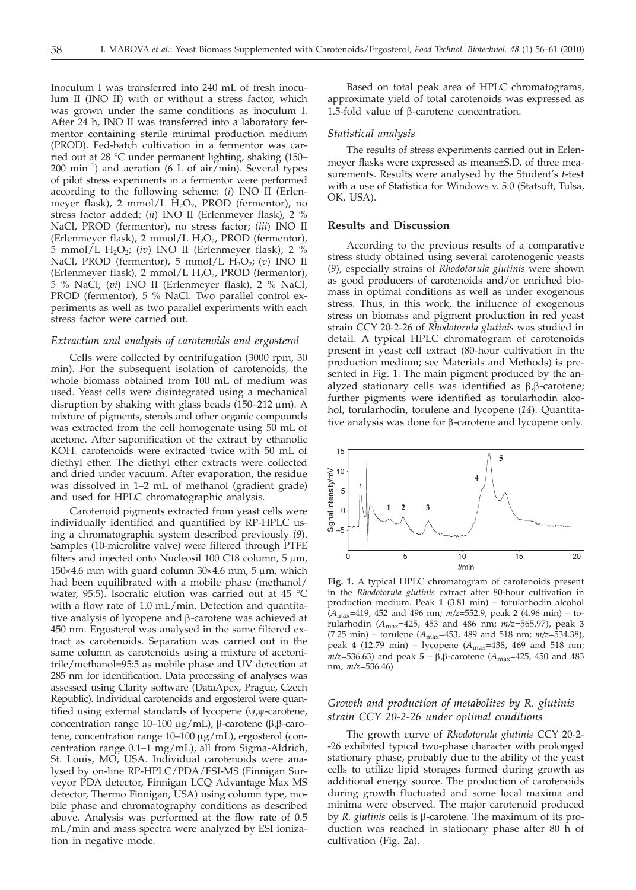Inoculum I was transferred into 240 mL of fresh inoculum II (INO II) with or without a stress factor, which was grown under the same conditions as inoculum I. After 24 h, INO II was transferred into a laboratory fermentor containing sterile minimal production medium (PROD). Fed-batch cultivation in a fermentor was carried out at 28 °C under permanent lighting, shaking (150–200 $min^{-1}$) and aeration (6 L of air/min). Several types of pilot stress experiments in a fermentor were performed according to the following scheme: (*i*) INO II (Erlenmeyer flask), 2 mmol/L $H_2O_2$, PROD (fermentor), no stress factor added; (*ii*) INO II (Erlenmeyer flask), 2 % NaCl, PROD (fermentor), no stress factor; (*iii*) INO II (Erlenmeyer flask), 2 mmol/L $H_2O_2$, PROD (fermentor), 5 mmol/L $H_2O_2$; (*iv*) INO II (Erlenmeyer flask), 2 % NaCl, PROD (fermentor), 5 mmol/L $H_2O_2$; (*v*) INO II (Erlenmeyer flask), 2 mmol/L $H_2O_2$, PROD (fermentor), 5 % NaCl; (*vi*) INO II (Erlenmeyer flask), 2 % NaCl, PROD (fermentor), 5 % NaCl. Two parallel control experiments as well as two parallel experiments with each stress factor were carried out.

### *Extraction and analysis of carotenoids and ergosterol*

Cells were collected by centrifugation (3000 rpm, 30 min). For the subsequent isolation of carotenoids, the whole biomass obtained from 100 mL of medium was used. Yeast cells were disintegrated using a mechanical disruption by shaking with glass beads (150–212 μm). A mixture of pigments, sterols and other organic compounds was extracted from the cell homogenate using 50 mL of acetone. After saponification of the extract by ethanolic KOH, carotenoids were extracted twice with 50 mL of diethyl ether. The diethyl ether extracts were collected and dried under vacuum. After evaporation, the residue was dissolved in 1–2 mL of methanol (gradient grade) and used for HPLC chromatographic analysis.

Carotenoid pigments extracted from yeast cells were individually identified and quantified by RP-HPLC using a chromatographic system described previously (*9*). Samples (10-microlitre valve) were filtered through PTFE filters and injected onto Nucleosil 100 C18 column, 5 μm, 150×4.6 mm with guard column 30×4.6 mm, 5 μm, which had been equilibrated with a mobile phase (methanol/water, 95:5). Isocratic elution was carried out at 45 °C with a flow rate of 1.0 mL/min. Detection and quantitative analysis of lycopene and β-carotene was achieved at 450 nm. Ergosterol was analysed in the same filtered extract as carotenoids. Separation was carried out in the same column as carotenoids using a mixture of acetonitrile/methanol=95:5 as mobile phase and UV detection at 285 nm for identification. Data processing of analyses was assessed using Clarity software (DataApex, Prague, Czech Republic). Individual carotenoids and ergosterol were quantified using external standards of lycopene (ψ,ψ-carotene, concentration range 10–100 μg/mL), β-carotene (β,β-carotene, concentration range 10–100 μg/mL), ergosterol (concentration range 0.1–1 mg/mL), all from Sigma-Aldrich, St. Louis, MO, USA. Individual carotenoids were analysed by on-line RP-HPLC/PDA/ESI-MS (Finnigan Surveyor PDA detector, Finnigan LCQ Advantage Max MS detector, Thermo Finnigan, USA) using column type, mobile phase and chromatography conditions as described above. Analysis was performed at the flow rate of 0.5 mL/min and mass spectra were analyzed by ESI ionization in negative mode.

Based on total peak area of HPLC chromatograms, approximate yield of total carotenoids was expressed as 1.5-fold value of β-carotene concentration.

### *Statistical analysis*

The results of stress experiments carried out in Erlenmeyer flasks were expressed as means±S.D. of three measurements. Results were analysed by the Student's *t*-test with a use of Statistica for Windows v. 5.0 (Statsoft, Tulsa, OK, USA).

## Results and Discussion

According to the previous results of a comparative stress study obtained using several carotenogenic yeasts (*9*), especially strains of *Rhodotorula glutinis* were shown as good producers of carotenoids and/or enriched biomass in optimal conditions as well as under exogenous stress. Thus, in this work, the influence of exogenous stress on biomass and pigment production in red yeast strain CCY 20-2-26 of *Rhodotorula glutinis* was studied in detail. A typical HPLC chromatogram of carotenoids present in yeast cell extract (80-hour cultivation in the production medium; see Materials and Methods) is presented in Fig. 1. The main pigment produced by the analyzed stationary cells was identified as β,β-carotene; further pigments were identified as torularhodin alcohol, torularhodin, torulene and lycopene (*14*). Quantitative analysis was done for β-carotene and lycopene only.

**Fig. 1.** A typical HPLC chromatogram of carotenoids present in the *Rhodotorula glutinis* extract after 80-hour cultivation in production medium. Peak **1** (3.81 min) – torularhodin alcohol ($A_{max}$=419, 452 and 496 nm; $m/z$=552.9, peak **2** (4.96 min) – torularhodin ($A_{max}$=425, 453 and 486 nm; $m/z$=565.97), peak **3** (7.25 min) – torulene ($A_{max}$=453, 489 and 518 nm; $m/z$=534.38), peak **4** (12.79 min) – lycopene ($A_{max}$=438, 469 and 518 nm; $m/z$=536.63) and peak **5** – β,β-carotene ($A_{max}$=425, 450 and 483 nm; $m/z$=536.46)

### *Growth and production of metabolites by R. glutinis strain CCY 20-2-26 under optimal conditions*

The growth curve of *Rhodotorula glutinis* CCY 20-2-26 exhibited typical two-phase character with prolonged stationary phase, probably due to the ability of the yeast cells to utilize lipid storages formed during growth as additional energy source. The production of carotenoids during growth fluctuated and some local maxima and minima were observed. The major carotenoid produced by *R. glutinis* cells is β-carotene. The maximum of its production was reached in stationary phase after 80 h of cultivation (Fig. 2a).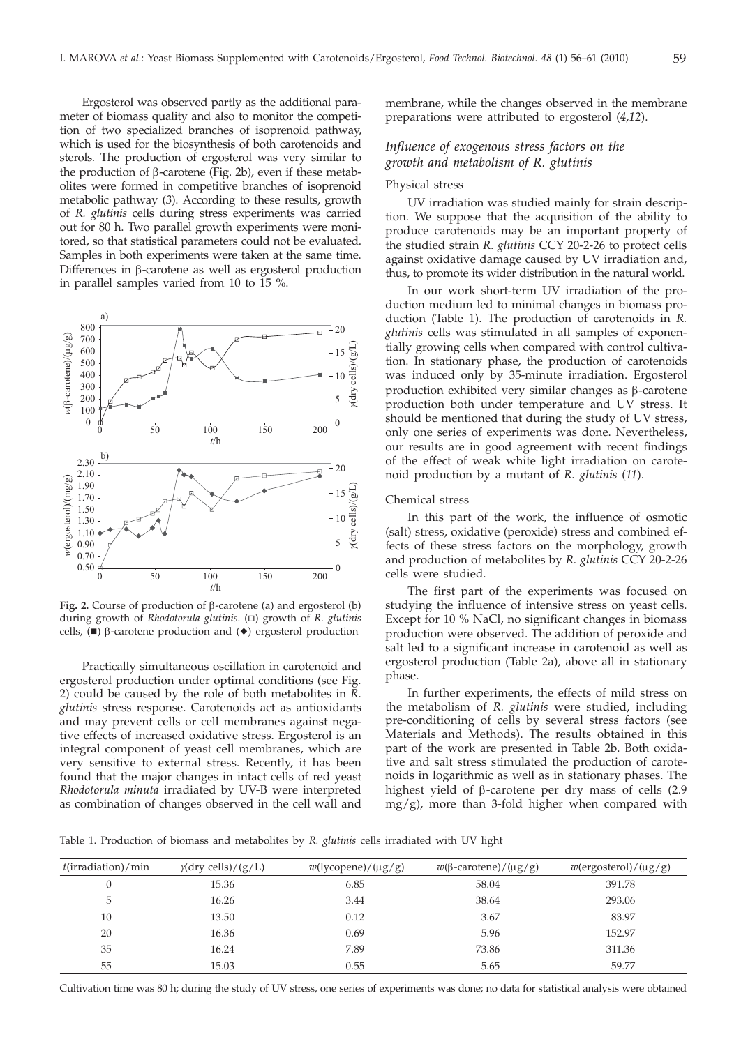Ergosterol was observed partly as the additional parameter of biomass quality and also to monitor the competition of two specialized branches of isoprenoid pathway, which is used for the biosynthesis of both carotenoids and sterols. The production of ergosterol was very similar to the production of β-carotene (Fig. 2b), even if these metabolites were formed in competitive branches of isoprenoid metabolic pathway (*3*). According to these results, growth of *R. glutinis* cells during stress experiments was carried out for 80 h. Two parallel growth experiments were monitored, so that statistical parameters could not be evaluated. Samples in both experiments were taken at the same time. Differences in β-carotene as well as ergosterol production in parallel samples varied from 10 to 15 %.

**Fig. 2.** Course of production of β-carotene (a) and ergosterol (b) during growth of *Rhodotorula glutinis*. (□) growth of *R. glutinis* cells, (■) β-carotene production and (◆) ergosterol production

Practically simultaneous oscillation in carotenoid and ergosterol production under optimal conditions (see Fig. 2) could be caused by the role of both metabolites in *R. glutinis* stress response. Carotenoids act as antioxidants and may prevent cells or cell membranes against negative effects of increased oxidative stress. Ergosterol is an integral component of yeast cell membranes, which are very sensitive to external stress. Recently, it has been found that the major changes in intact cells of red yeast *Rhodotorula minuta* irradiated by UV-B were interpreted as combination of changes observed in the cell wall and membrane, while the changes observed in the membrane preparations were attributed to ergosterol (*4,12*).

### *Influence of exogenous stress factors on the growth and metabolism of R. glutinis*

#### Physical stress

UV irradiation was studied mainly for strain description. We suppose that the acquisition of the ability to produce carotenoids may be an important property of the studied strain *R. glutinis* CCY 20-2-26 to protect cells against oxidative damage caused by UV irradiation and, thus, to promote its wider distribution in the natural world.

In our work short-term UV irradiation of the production medium led to minimal changes in biomass production (Table 1). The production of carotenoids in *R. glutinis* cells was stimulated in all samples of exponentially growing cells when compared with control cultivation. In stationary phase, the production of carotenoids was induced only by 35-minute irradiation. Ergosterol production exhibited very similar changes as β-carotene production both under temperature and UV stress. It should be mentioned that during the study of UV stress, only one series of experiments was done. Nevertheless, our results are in good agreement with recent findings of the effect of weak white light irradiation on carotenoid production by a mutant of *R. glutinis* (*11*).

#### Chemical stress

In this part of the work, the influence of osmotic (salt) stress, oxidative (peroxide) stress and combined effects of these stress factors on the morphology, growth and production of metabolites by *R. glutinis* CCY 20-2-26 cells were studied.

The first part of the experiments was focused on studying the influence of intensive stress on yeast cells. Except for 10 % NaCl, no significant changes in biomass production were observed. The addition of peroxide and salt led to a significant increase in carotenoid as well as ergosterol production (Table 2a), above all in stationary phase.

In further experiments, the effects of mild stress on the metabolism of *R. glutinis* were studied, including pre-conditioning of cells by several stress factors (see Materials and Methods). The results obtained in this part of the work are presented in Table 2b. Both oxidative and salt stress stimulated the production of carotenoids in logarithmic as well as in stationary phases. The highest yield of β-carotene per dry mass of cells (2.9 mg/g), more than 3-fold higher when compared with

Table 1. Production of biomass and metabolites by *R. glutinis* cells irradiated with UV light

| $t$(irradiation)/min | $\gamma$(dry cells)/(g/L) | $w$(lycopene)/(μg/g) | $w$(β-carotene)/(μg/g) | $w$(ergosterol)/(μg/g) |
|---|---|---|---|---|
| 0 | 15.36 | 6.85 | 58.04 | 391.78 |
| 5 | 16.26 | 3.44 | 38.64 | 293.06 |
| 10 | 13.50 | 0.12 | 3.67 | 83.97 |
| 20 | 16.36 | 0.69 | 5.96 | 152.97 |
| 35 | 16.24 | 7.89 | 73.86 | 311.36 |
| 55 | 15.03 | 0.55 | 5.65 | 59.77 |

Cultivation time was 80 h; during the study of UV stress, one series of experiments was done; no data for statistical analysis were obtained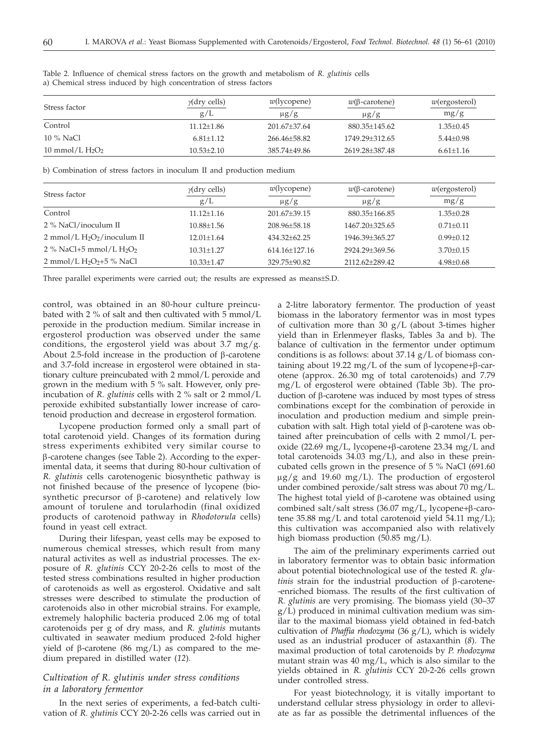Table 2. Influence of chemical stress factors on the growth and metabolism of *R. glutinis* cells
a) Chemical stress induced by high concentration of stress factors

| Stress factor | $\gamma$(dry cells) g/L | $w$(lycopene) μg/g | $w$(β-carotene) μg/g | $w$(ergosterol) mg/g |
|---|---|---|---|---|
| Control | 11.12±1.86 | 201.67±37.64 | 880.35±145.62 | 1.35±0.45 |
| 10 % NaCl | 6.81±1.12 | 266.46±58.82 | 1749.29±312.65 | 5.44±0.98 |
| 10 mmol/L $H_2O_2$ | 10.53±2.10 | 385.74±49.86 | 2619.28±387.48 | 6.61±1.16 |

b) Combination of stress factors in inoculum II and production medium

| Stress factor | $\gamma$(dry cells) g/L | $w$(lycopene) μg/g | $w$(β-carotene) μg/g | $w$(ergosterol) mg/g |
|---|---|---|---|---|
| Control | 11.12±1.16 | 201.67±39.15 | 880.35±166.85 | 1.35±0.28 |
| 2 % NaCl/inoculum II | 10.88±1.56 | 208.96±58.18 | 1467.20±325.65 | 0.71±0.11 |
| 2 mmol/L $H_2O_2$/inoculum II | 12.01±1.64 | 434.32±62.25 | 1946.39±365.27 | 0.99±0.12 |
| 2 % NaCl+5 mmol/L $H_2O_2$ | 10.31±1.27 | 614.16±127.16 | 2924.29±369.56 | 3.70±0.15 |
| 2 mmol/L $H_2O_2$+5 % NaCl | 10.33±1.47 | 329.75±90.82 | 2112.62±289.42 | 4.98±0.68 |

Three parallel experiments were carried out; the results are expressed as means±S.D.

control, was obtained in an 80-hour culture preincubated with 2 % of salt and then cultivated with 5 mmol/L peroxide in the production medium. Similar increase in ergosterol production was observed under the same conditions, the ergosterol yield was about 3.7 mg/g. About 2.5-fold increase in the production of β-carotene and 3.7-fold increase in ergosterol were obtained in stationary culture preincubated with 2 mmol/L peroxide and grown in the medium with 5 % salt. However, only preincubation of *R. glutinis* cells with 2 % salt or 2 mmol/L peroxide exhibited substantially lower increase of carotenoid production and decrease in ergosterol formation.

Lycopene production formed only a small part of total carotenoid yield. Changes of its formation during stress experiments exhibited very similar course to β-carotene changes (see Table 2). According to the experimental data, it seems that during 80-hour cultivation of *R. glutinis* cells carotenogenic biosynthetic pathway is not finished because of the presence of lycopene (biosynthetic precursor of β-carotene) and relatively low amount of torulene and torularhodin (final oxidized products of carotenoid pathway in *Rhodotorula* cells) found in yeast cell extract.

During their lifespan, yeast cells may be exposed to numerous chemical stresses, which result from many natural activites as well as industrial processes. The exposure of *R. glutinis* CCY 20-2-26 cells to most of the tested stress combinations resulted in higher production of carotenoids as well as ergosterol. Oxidative and salt stresses were described to stimulate the production of carotenoids also in other microbial strains. For example, extremely halophilic bacteria produced 2.06 mg of total carotenoids per g of dry mass, and *R. glutinis* mutants cultivated in seawater medium produced 2-fold higher yield of β-carotene (86 mg/L) as compared to the medium prepared in distilled water (*12*).

### *Cultivation of R. glutinis under stress conditions in a laboratory fermentor*

In the next series of experiments, a fed-batch cultivation of *R. glutinis* CCY 20-2-26 cells was carried out in a 2-litre laboratory fermentor. The production of yeast biomass in the laboratory fermentor was in most types of cultivation more than 30 g/L (about 3-times higher yield than in Erlenmeyer flasks, Tables 3a and b). The balance of cultivation in the fermentor under optimum conditions is as follows: about 37.14 g/L of biomass containing about 19.22 mg/L of the sum of lycopene+β-carotene (approx. 26.30 mg of total carotenoids) and 7.79 mg/L of ergosterol were obtained (Table 3b). The production of β-carotene was induced by most types of stress combinations except for the combination of peroxide in inoculation and production medium and simple preincubation with salt. High total yield of β-carotene was obtained after preincubation of cells with 2 mmol/L peroxide (22.69 mg/L, lycopene+β-carotene 23.34 mg/L and total carotenoids 34.03 mg/L), and also in these preincubated cells grown in the presence of 5 % NaCl (691.60 μg/g and 19.60 mg/L). The production of ergosterol under combined peroxide/salt stress was about 70 mg/L. The highest total yield of β-carotene was obtained using combined salt/salt stress (36.07 mg/L, lycopene+β-carotene 35.88 mg/L and total carotenoid yield 54.11 mg/L); this cultivation was accompanied also with relatively high biomass production (50.85 mg/L).

The aim of the preliminary experiments carried out in laboratory fermentor was to obtain basic information about potential biotechnological use of the tested *R. glutinis* strain for the industrial production of β-carotene-enriched biomass. The results of the first cultivation of *R. glutinis* are very promising. The biomass yield (30–37 g/L) produced in minimal cultivation medium was similar to the maximal biomass yield obtained in fed-batch cultivation of *Phaffia rhodozyma* (36 g/L), which is widely used as an industrial producer of astaxanthin (*8*). The maximal production of total carotenoids by *P. rhodozyma* mutant strain was 40 mg/L, which is also similar to the yields obtained in *R. glutinis* CCY 20-2-26 cells grown under controlled stress.

For yeast biotechnology, it is vitally important to understand cellular stress physiology in order to alleviate as far as possible the detrimental influences of the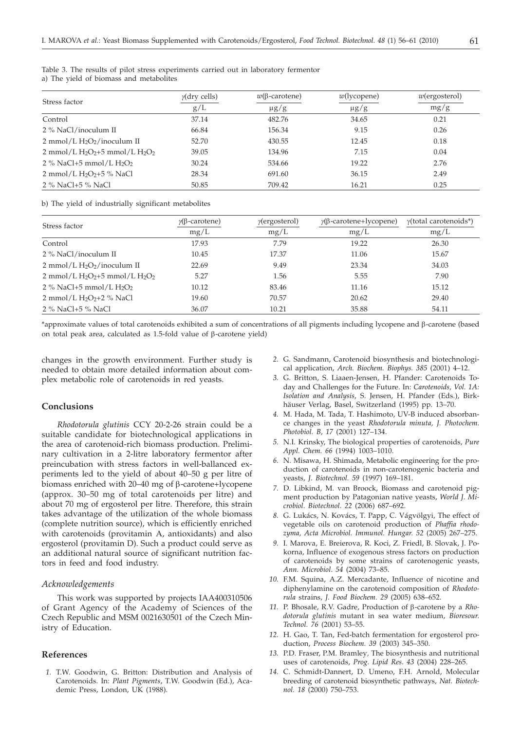Table 3. The results of pilot stress experiments carried out in laboratory fermentor

a) The yield of biomass and metabolites

| Stress factor | $\gamma$(dry cells) g/L | $w$(β-carotene) μg/g | $w$(lycopene) μg/g | $w$(ergosterol) mg/g |
|---|---|---|---|---|
| Control | 37.14 | 482.76 | 34.65 | 0.21 |
| 2 % NaCl/inoculum II | 66.84 | 156.34 | 9.15 | 0.26 |
| 2 mmol/L $H_2O_2$/inoculum II | 52.70 | 430.55 | 12.45 | 0.18 |
| 2 mmol/L $H_2O_2$+5 mmol/L $H_2O_2$ | 39.05 | 134.96 | 7.15 | 0.04 |
| 2 % NaCl+5 mmol/L $H_2O_2$ | 30.24 | 534.66 | 19.22 | 2.76 |
| 2 mmol/L $H_2O_2$+5 % NaCl | 28.34 | 691.60 | 36.15 | 2.49 |
| 2 % NaCl+5 % NaCl | 50.85 | 709.42 | 16.21 | 0.25 |

b) The yield of industrially significant metabolites

| Stress factor | $\gamma$(β-carotene) mg/L | $\gamma$(ergosterol) mg/L | $\gamma$(β-carotene+lycopene) mg/L | $\gamma$(total carotenoids*) mg/L |
|---|---|---|---|---|
| Control | 17.93 | 7.79 | 19.22 | 26.30 |
| 2 % NaCl/inoculum II | 10.45 | 17.37 | 11.06 | 15.67 |
| 2 mmol/L $H_2O_2$/inoculum II | 22.69 | 9.49 | 23.34 | 34.03 |
| 2 mmol/L $H_2O_2$+5 mmol/L $H_2O_2$ | 5.27 | 1.56 | 5.55 | 7.90 |
| 2 % NaCl+5 mmol/L $H_2O_2$ | 10.12 | 83.46 | 11.16 | 15.12 |
| 2 mmol/L $H_2O_2$+2 % NaCl | 19.60 | 70.57 | 20.62 | 29.40 |
| 2 % NaCl+5 % NaCl | 36.07 | 10.21 | 35.88 | 54.11 |

*approximate values of total carotenoids exhibited a sum of concentrations of all pigments including lycopene and β-carotene (based on total peak area, calculated as 1.5-fold value of β-carotene yield)

changes in the growth environment. Further study is needed to obtain more detailed information about complex metabolic role of carotenoids in red yeasts.

## Conclusions

*Rhodotorula glutinis* CCY 20-2-26 strain could be a suitable candidate for biotechnological applications in the area of carotenoid-rich biomass production. Preliminary cultivation in a 2-litre laboratory fermentor after preincubation with stress factors in well-ballanced experiments led to the yield of about 40–50 g per litre of biomass enriched with 20–40 mg of β-carotene+lycopene (approx. 30–50 mg of total carotenoids per litre) and about 70 mg of ergosterol per litre. Therefore, this strain takes advantage of the utilization of the whole biomass (complete nutrition source), which is efficiently enriched with carotenoids (provitamin A, antioxidants) and also ergosterol (provitamin D). Such a product could serve as an additional natural source of significant nutrition factors in feed and food industry.

### *Acknowledgements*

This work was supported by projects IAA400310506 of Grant Agency of the Academy of Sciences of the Czech Republic and MSM 0021630501 of the Czech Ministry of Education.

## References

1. T.W. Goodwin, G. Britton: Distribution and Analysis of Carotenoids. In: *Plant Pigments*, T.W. Goodwin (Ed.), Academic Press, London, UK (1988).
2. G. Sandmann, Carotenoid biosynthesis and biotechnological application, *Arch. Biochem. Biophys. 385* (2001) 4–12.
3. G. Britton, S. Liaaen-Jensen, H. Pfander: Carotenoids Today and Challenges for the Future. In: *Carotenoids, Vol. 1A: Isolation and Analysis*, S. Jensen, H. Pfander (Eds.), Birkhäuser Verlag, Basel, Switzerland (1995) pp. 13–70.
4. M. Hada, M. Tada, T. Hashimoto, UV-B induced absorbance changes in the yeast *Rhodotorula minuta*, *J. Photochem. Photobiol. B, 17* (2001) 127–134.
5. N.I. Krinsky, The biological properties of carotenoids, *Pure Appl. Chem. 66* (1994) 1003–1010.
6. N. Misawa, H. Shimada, Metabolic engineering for the production of carotenoids in non-carotenogenic bacteria and yeasts, *J. Biotechnol. 59* (1997) 169–181.
7. D. Libkind, M. van Broock, Biomass and carotenoid pigment production by Patagonian native yeasts, *World J. Microbiol. Biotechnol. 22* (2006) 687–692.
8. G. Lukács, N. Kovács, T. Papp, C. Vágvölgyi, The effect of vegetable oils on carotenoid production of *Phaffia rhodozyma*, *Acta Microbiol. Immunol. Hungar. 52* (2005) 267–275.
9. I. Marova, E. Breierova, R. Koci, Z. Friedl, B. Slovak, J. Pokorna, Influence of exogenous stress factors on production of carotenoids by some strains of carotenogenic yeasts, *Ann. Microbiol. 54* (2004) 73–85.
10. F.M. Squina, A.Z. Mercadante, Influence of nicotine and diphenylamine on the carotenoid composition of *Rhodotorula* strains, *J. Food Biochem. 29* (2005) 638–652.
11. P. Bhosale, R.V. Gadre, Production of β-carotene by a *Rhodotorula glutinis* mutant in sea water medium, *Bioresour. Technol. 76* (2001) 53–55.
12. H. Gao, T. Tan, Fed-batch fermentation for ergosterol production, *Process Biochem. 39* (2003) 345–350.
13. P.D. Fraser, P.M. Bramley, The biosynthesis and nutritional uses of carotenoids, *Prog. Lipid Res. 43* (2004) 228–265.
14. C. Schmidt-Dannert, D. Umeno, F.H. Arnold, Molecular breeding of carotenoid biosynthetic pathways, *Nat. Biotechnol. 18* (2000) 750–753.